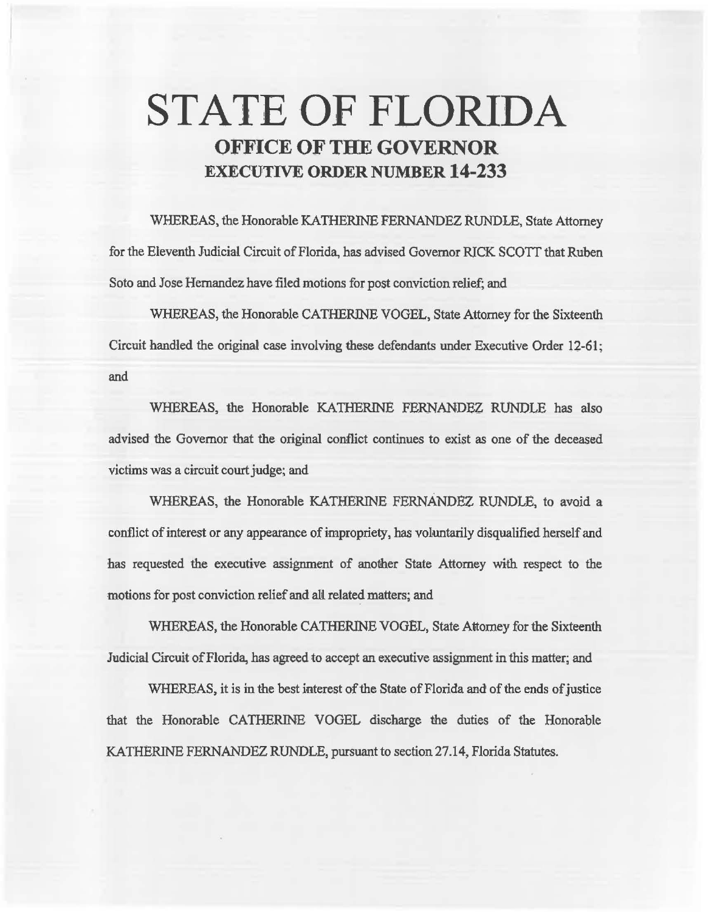# STATE OF FLORIDA

## OFFICE OF THE GOVERNOR

## EXECUTIVE ORDER NUMBER 14-233

WHEREAS, the Honorable KATHERINE FERNANDEZ RUNDLE, State Attorney for the Eleventh Judicial Circuit of Florida, has advised Governor RICK SCOTT that Ruben Soto and Jose Hernandez have filed motions for post conviction relief; and

WHEREAS, the Honorable CATHERINE VOGEL, State Attorney for the Sixteenth Circuit handled the original case involving these defendants under Executive Order 12-61; and

WHEREAS, the Honorable KATHERINE FERNANDEZ RUNDLE has also advised the Governor that the original conflict continues to exist as one of the deceased victims was a circuit court judge; and

WHEREAS, the Honorable KATHERINE FERNANDEZ RUNDLE, to avoid a conflict of interest or any appearance of impropriety, has voluntarily disqualified herself and has requested the executive assignment of another State Attorney with respect to the motions for post conviction relief and all related matters; and

WHEREAS, the Honorable CATHERINE VOGEL, State Attorney for the Sixteenth Judicial Circuit of Florida, has agreed to accept an executive assignment in this matter; and

WHEREAS, it is in the best interest of the State of Florida and of the ends of justice that the Honorable CATHERINE VOGEL discharge the duties of the Honorable KATHERINE FERNANDEZ RUNDLE, pursuant to section 27.14, Florida Statutes.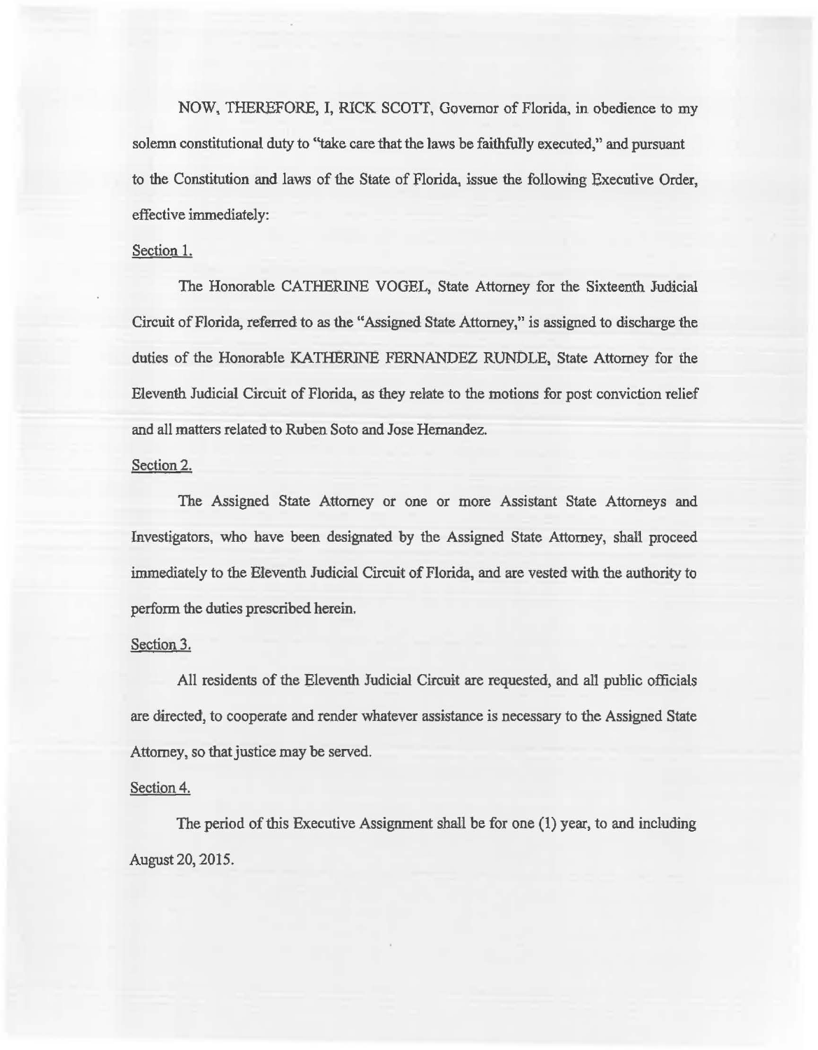NOW, THEREFORE, I, RICK SCOTT, Governor of Florida, in obedience to my solemn constitutional duty to "take care that the laws be faithfully executed," and pursuant to the Constitution and laws of the State of Florida, issue the following Executive Order, effective immediately:

Section 1.

The Honorable CATHERINE VOGEL, State Attorney for the Sixteenth Judicial Circuit of Florida, referred to as the "Assigned State Attorney," is assigned to discharge the duties of the Honorable KATHERINE FERNANDEZ RUNDLE, State Attorney for the Eleventh Judicial Circuit of Florida, as they relate to the motions for post conviction relief and all matters related to Ruben Soto and Jose Hernandez.

Section 2.

The Assigned State Attorney or one or more Assistant State Attorneys and Investigators, who have been designated by the Assigned State Attorney, shall proceed immediately to the Eleventh Judicial Circuit of Florida, and are vested with the authority to perform the duties prescribed herein.

Section 3.

All residents of the Eleventh Judicial Circuit are requested, and all public officials are directed, to cooperate and render whatever assistance is necessary to the Assigned State Attorney, so that justice may be served.

Section 4.

The period of this Executive Assignment shall be for one (1) year, to and including August 20, 2015.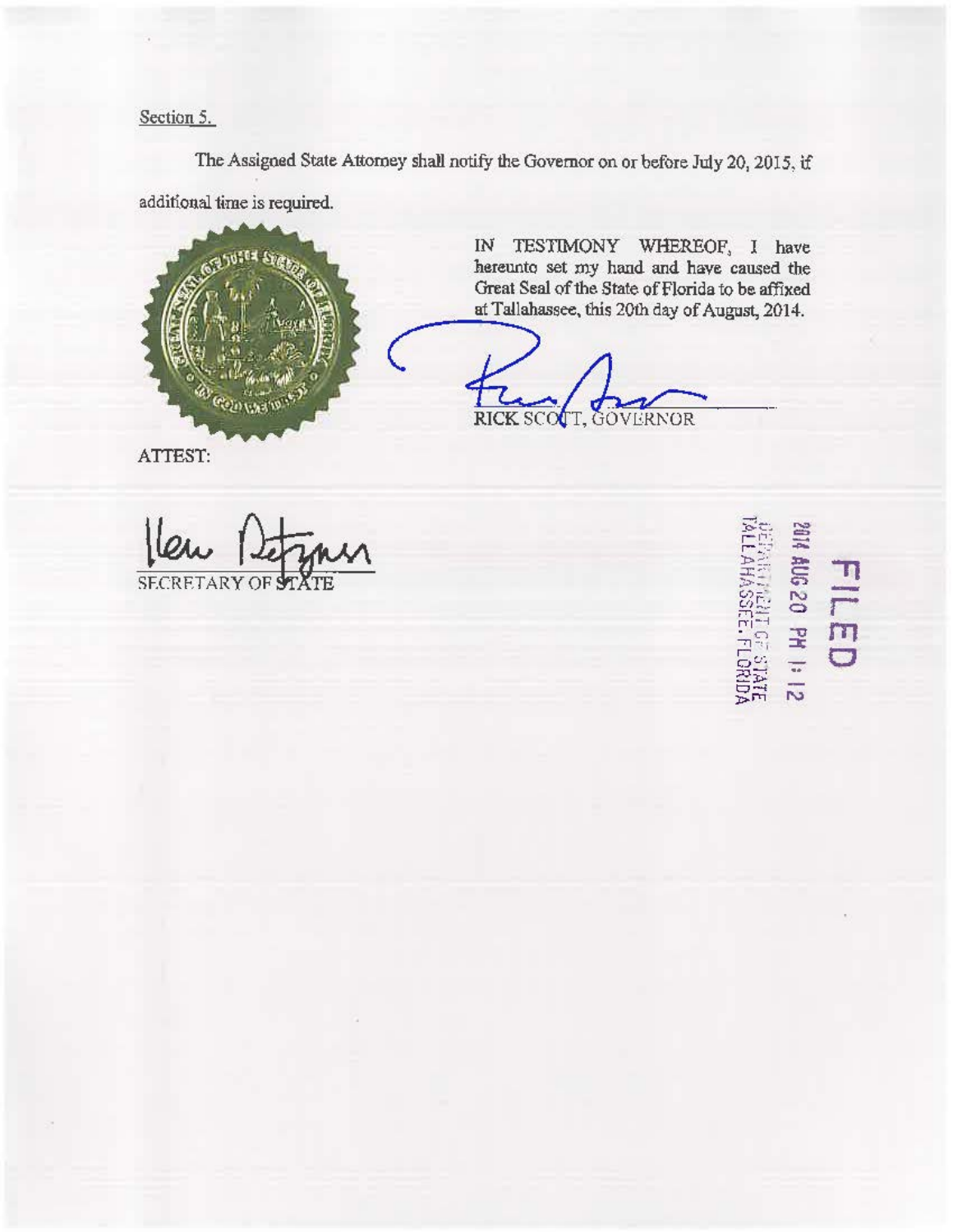Section 5.

The Assigned State Attorney shall notify the Governor on or before July 20, 2015, if additional time is required.

IN TESTIMONY WHEREOF, I have hereunto set my hand and have caused the Great Seal of the State of Florida to be affixed at Tallahassee, this 20th day of August, 2014.

RICK SCOTT, GOVERNOR

ATTEST:

SECRETARY OF STATE

FILED

2014 AUG 20 PM 1:12

DEPARTMENT OF STATE
TALLAHASSEE, FLORIDA